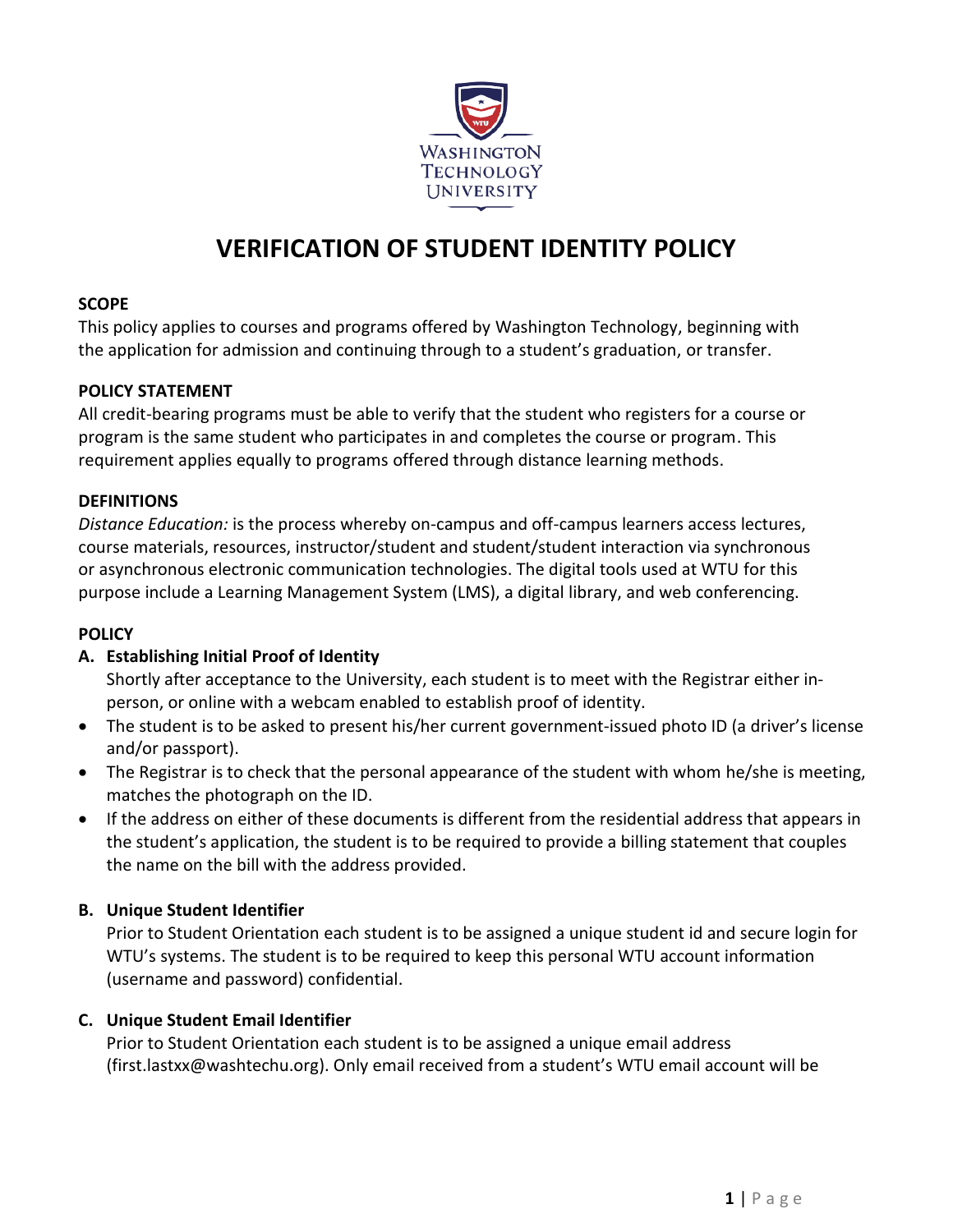# VERIFICATION OF STUDENT IDENTITY POLICY

**SCOPE**
This policy applies to courses and programs offered by Washington Technology, beginning with the application for admission and continuing through to a student's graduation, or transfer.

**POLICY STATEMENT**
All credit-bearing programs must be able to verify that the student who registers for a course or program is the same student who participates in and completes the course or program. This requirement applies equally to programs offered through distance learning methods.

**DEFINITIONS**
*Distance Education:* is the process whereby on-campus and off-campus learners access lectures, course materials, resources, instructor/student and student/student interaction via synchronous or asynchronous electronic communication technologies. The digital tools used at WTU for this purpose include a Learning Management System (LMS), a digital library, and web conferencing.

**POLICY**

**A. Establishing Initial Proof of Identity**

Shortly after acceptance to the University, each student is to meet with the Registrar either in-person, or online with a webcam enabled to establish proof of identity.

- The student is to be asked to present his/her current government-issued photo ID (a driver's license and/or passport).
- The Registrar is to check that the personal appearance of the student with whom he/she is meeting, matches the photograph on the ID.
- If the address on either of these documents is different from the residential address that appears in the student's application, the student is to be required to provide a billing statement that couples the name on the bill with the address provided.

**B. Unique Student Identifier**

Prior to Student Orientation each student is to be assigned a unique student id and secure login for WTU's systems. The student is to be required to keep this personal WTU account information (username and password) confidential.

**C. Unique Student Email Identifier**

Prior to Student Orientation each student is to be assigned a unique email address (first.lastxx@washtechu.org). Only email received from a student's WTU email account will be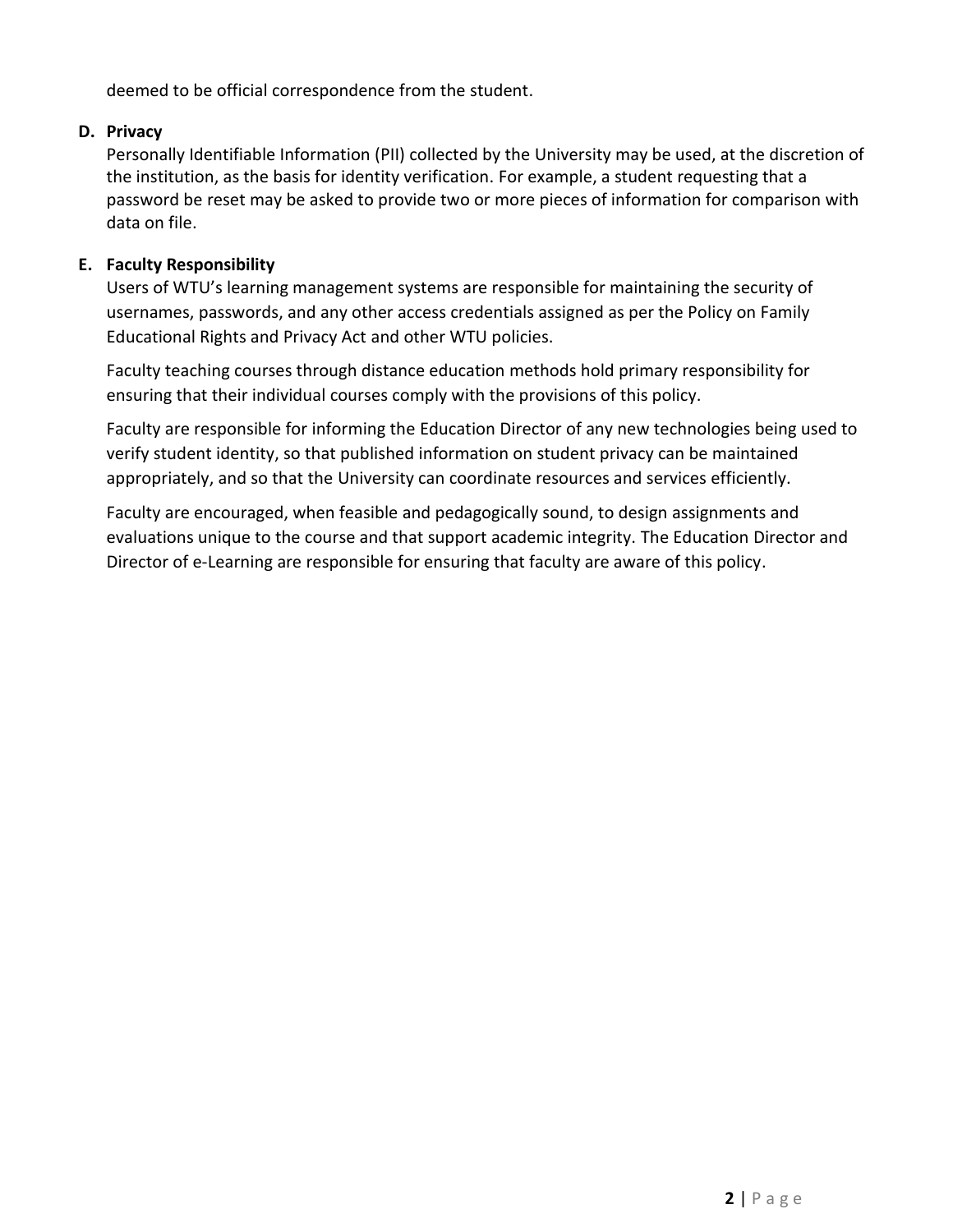deemed to be official correspondence from the student.

**D. Privacy**

Personally Identifiable Information (PII) collected by the University may be used, at the discretion of the institution, as the basis for identity verification. For example, a student requesting that a password be reset may be asked to provide two or more pieces of information for comparison with data on file.

**E. Faculty Responsibility**

Users of WTU's learning management systems are responsible for maintaining the security of usernames, passwords, and any other access credentials assigned as per the Policy on Family Educational Rights and Privacy Act and other WTU policies.

Faculty teaching courses through distance education methods hold primary responsibility for ensuring that their individual courses comply with the provisions of this policy.

Faculty are responsible for informing the Education Director of any new technologies being used to verify student identity, so that published information on student privacy can be maintained appropriately, and so that the University can coordinate resources and services efficiently.

Faculty are encouraged, when feasible and pedagogically sound, to design assignments and evaluations unique to the course and that support academic integrity. The Education Director and Director of e-Learning are responsible for ensuring that faculty are aware of this policy.